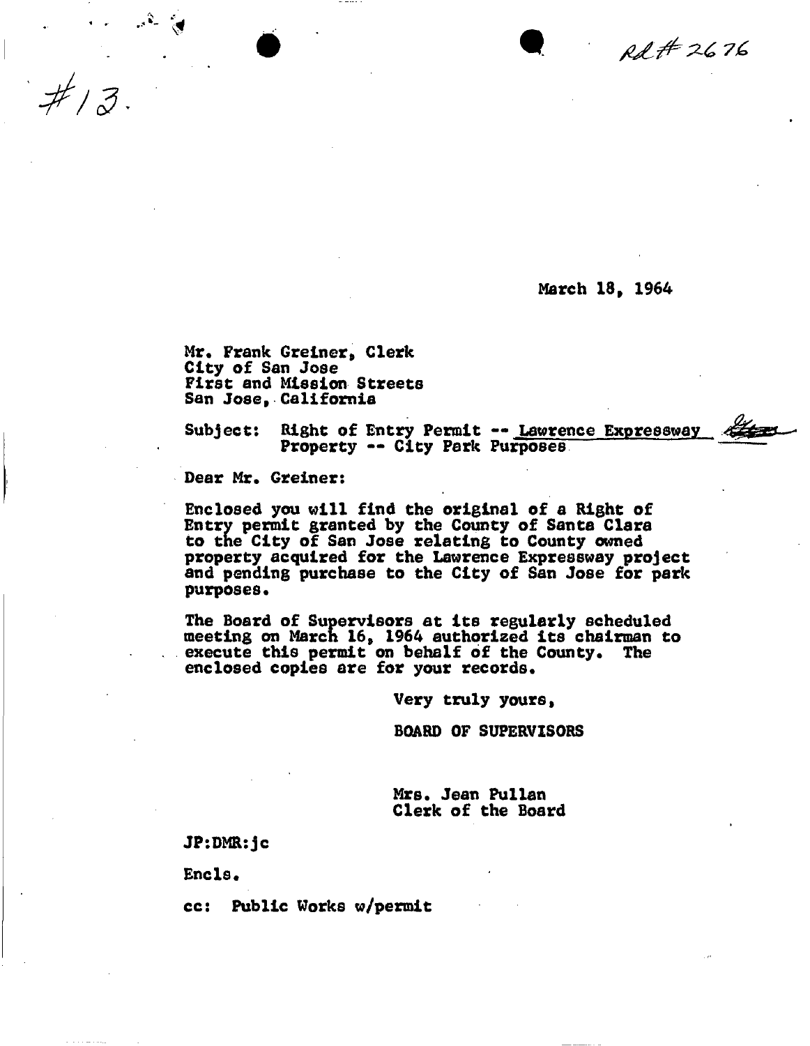#13.

Rd # 2676

March 18, 1964

Mr. Frank Greiner, Clerk
City of San Jose
First and Mission Streets
San Jose, California

Subject: Right of Entry Permit -- Lawrence Expressway
Property -- City Park Purposes

Dear Mr. Greiner:

Enclosed you will find the original of a Right of Entry permit granted by the County of Santa Clara to the City of San Jose relating to County owned property acquired for the Lawrence Expressway project and pending purchase to the City of San Jose for park purposes.

The Board of Supervisors at its regularly scheduled meeting on March 16, 1964 authorized its chairman to execute this permit on behalf of the County. The enclosed copies are for your records.

Very truly yours,

BOARD OF SUPERVISORS

Mrs. Jean Pullan
Clerk of the Board

JP:DMR:jc

Encls.

cc: Public Works w/permit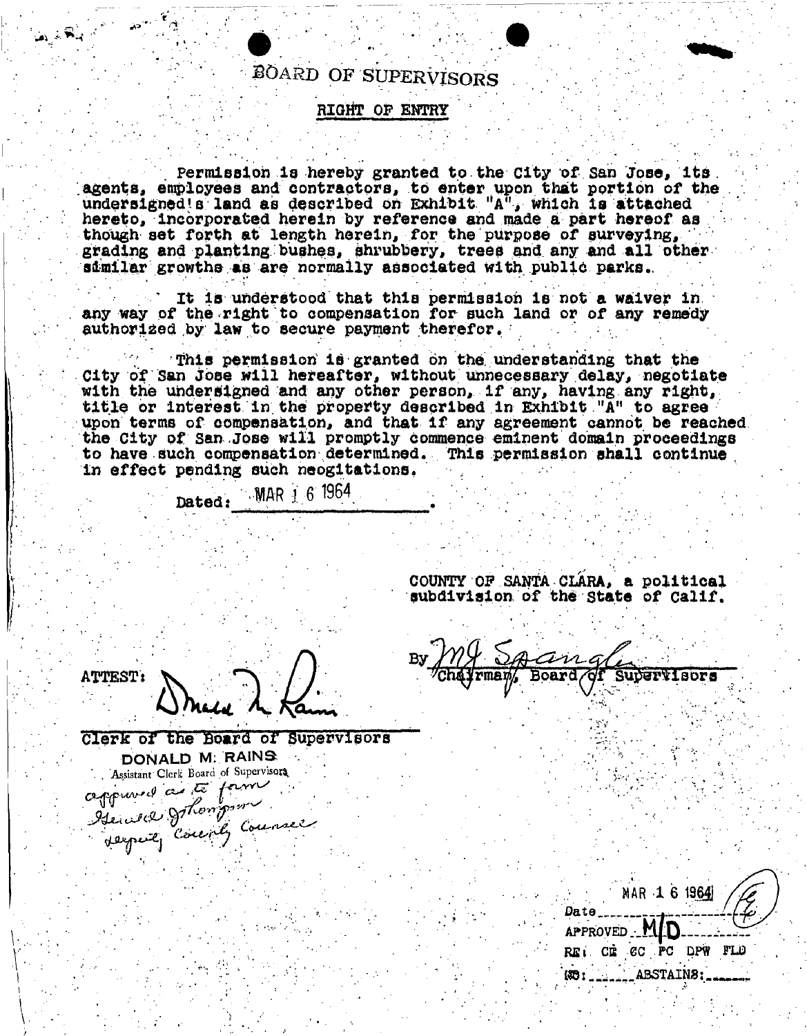# BOARD OF SUPERVISORS

## RIGHT OF ENTRY

Permission is hereby granted to the City of San Jose, its agents, employees and contractors, to enter upon that portion of the undersigned's land as described on Exhibit "A", which is attached hereto, incorporated herein by reference and made a part hereof as though set forth at length herein, for the purpose of surveying, grading and planting bushes, shrubbery, trees and any and all other similar growths as are normally associated with public parks.

It is understood that this permission is not a waiver in any way of the right to compensation for such land or of any remedy authorized by law to secure payment therefor.

This permission is granted on the understanding that the City of San Jose will hereafter, without unnecessary delay, negotiate with the undersigned and any other person, if any, having any right, title or interest in the property described in Exhibit "A" to agree upon terms of compensation, and that if any agreement cannot be reached the City of San Jose will promptly commence eminent domain proceedings to have such compensation determined. This permission shall continue in effect pending such neogitations.

Dated: MAR 16 1964.

COUNTY OF SANTA CLARA, a political subdivision of the State of Calif.

By M. J. Spangler
Chairman, Board of Supervisors

ATTEST: Donald M. Rains

Clerk of the Board of Supervisors
DONALD M. RAINS
Assistant Clerk Board of Supervisors

approved as to form
Gerald J. Thompson
deputy County Counsel

Date MAR 16 1964
APPROVED M/D
RE: CE CC PC DPW FLD
NO: ______ ABSTAINS: ______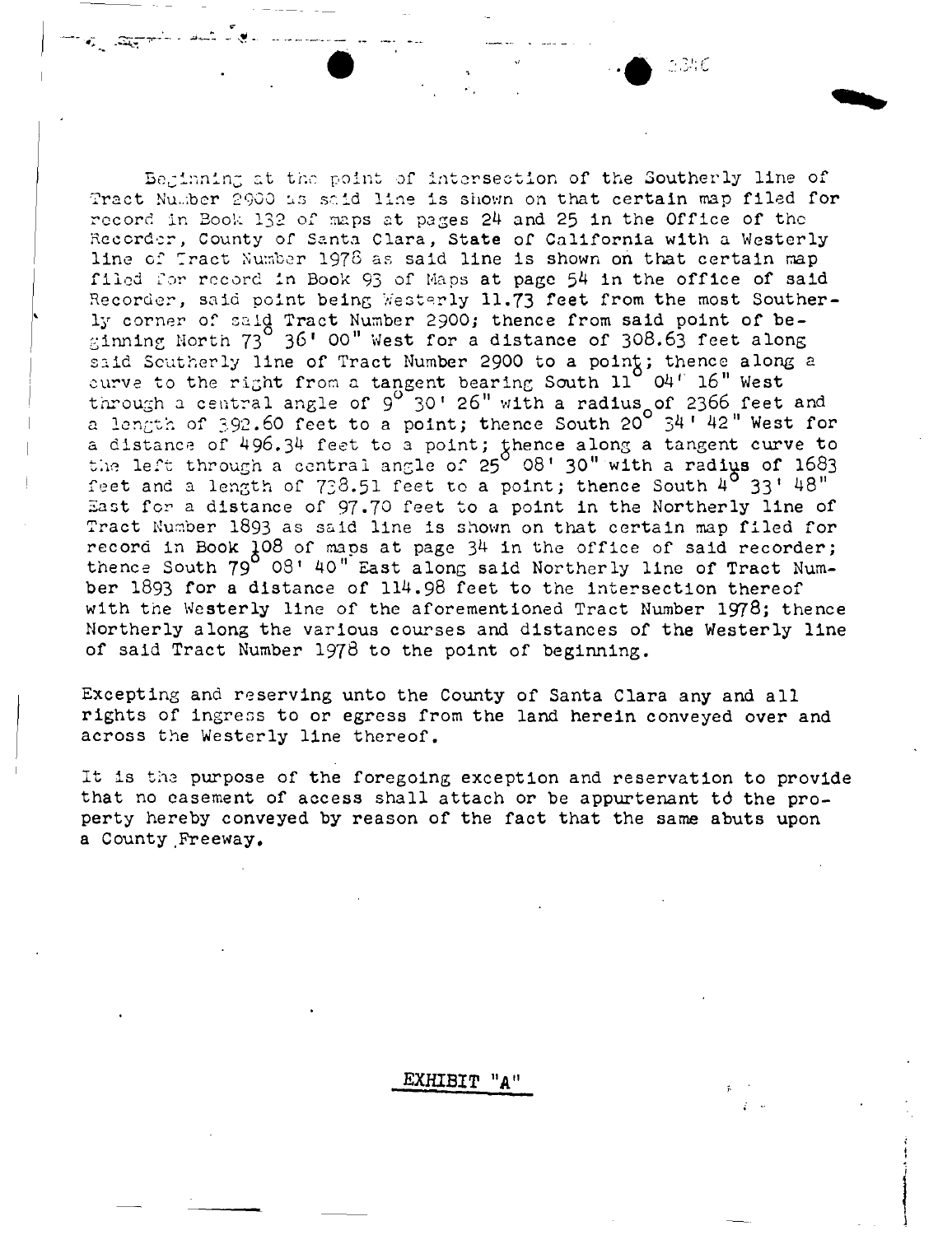Beginning at the point of intersection of the Southerly line of Tract Number 2900 as said line is shown on that certain map filed for record in Book 132 of maps at pages 24 and 25 in the Office of the Recorder, County of Santa Clara, State of California with a Westerly line of Tract Number 1978 as said line is shown on that certain map filed for record in Book 93 of Maps at page 54 in the office of said Recorder, said point being Westerly 11.73 feet from the most Southerly corner of said Tract Number 2900; thence from said point of beginning North 73° 36' 00" West for a distance of 308.63 feet along said Southerly line of Tract Number 2900 to a point; thence along a curve to the right from a tangent bearing South 11° 04' 16" West through a central angle of 9° 30' 26" with a radius of 2366 feet and a length of 392.60 feet to a point; thence South 20° 34' 42" West for a distance of 496.34 feet to a point; thence along a tangent curve to the left through a central angle of 25° 08' 30" with a radius of 1683 feet and a length of 738.51 feet to a point; thence South 4° 33' 48" East for a distance of 97.70 feet to a point in the Northerly line of Tract Number 1893 as said line is shown on that certain map filed for record in Book 108 of maps at page 34 in the office of said recorder; thence South 79° 08' 40" East along said Northerly line of Tract Number 1893 for a distance of 114.98 feet to the intersection thereof with the Westerly line of the aforementioned Tract Number 1978; thence Northerly along the various courses and distances of the Westerly line of said Tract Number 1978 to the point of beginning.

Excepting and reserving unto the County of Santa Clara any and all rights of ingress to or egress from the land herein conveyed over and across the Westerly line thereof.

It is the purpose of the foregoing exception and reservation to provide that no easement of access shall attach or be appurtenant to the property hereby conveyed by reason of the fact that the same abuts upon a County Freeway.

EXHIBIT "A"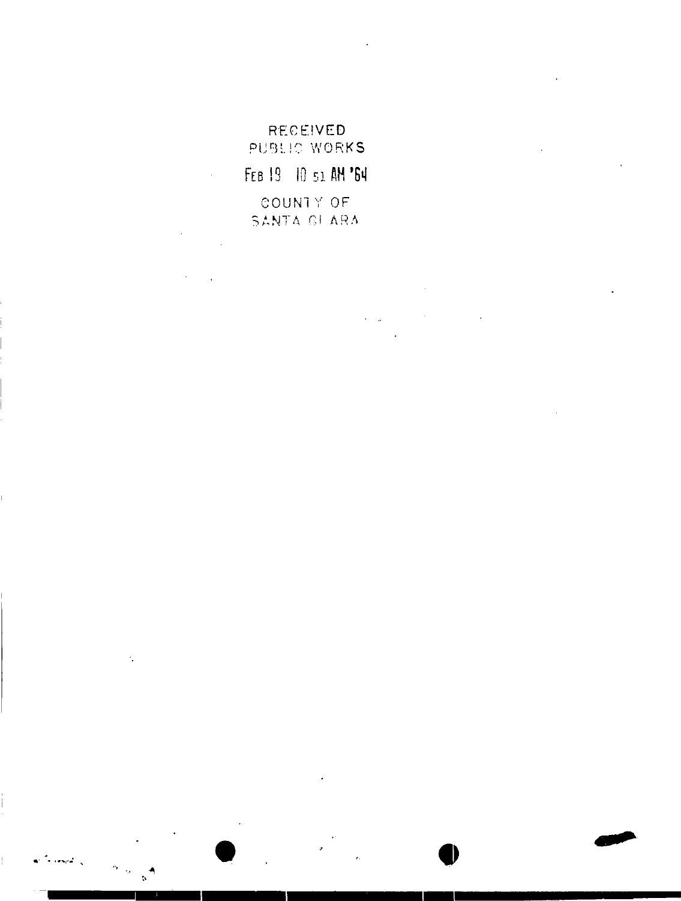RECEIVED
PUBLIC WORKS

FEB 19 10 51 AM '64

COUNTY OF
SANTA CLARA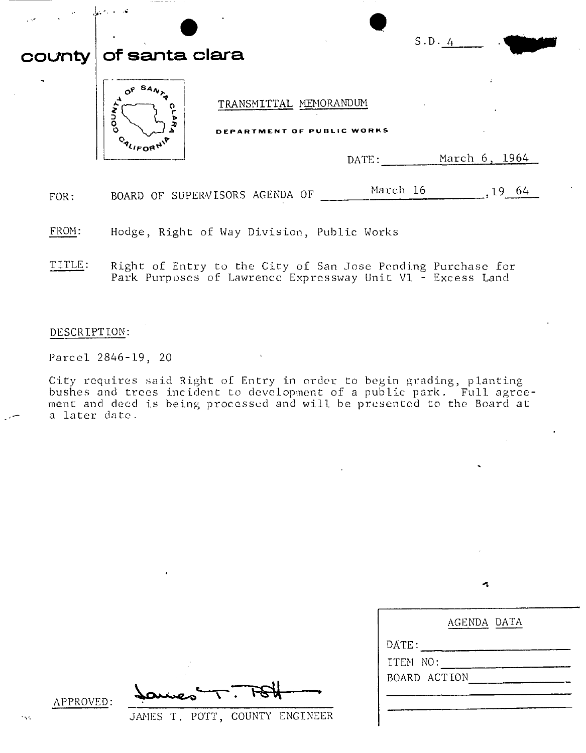S.D. 4

# county of santa clara

TRANSMITTAL MEMORANDUM

DEPARTMENT OF PUBLIC WORKS

DATE: March 6, 1964

FOR: BOARD OF SUPERVISORS AGENDA OF March 16, 1964

FROM: Hodge, Right of Way Division, Public Works

TITLE: Right of Entry to the City of San Jose Pending Purchase for Park Purposes of Lawrence Expressway Unit V1 - Excess Land

DESCRIPTION:

Parcel 2846-19, 20

City requires said Right of Entry in order to begin grading, planting bushes and trees incident to development of a public park. Full agreement and deed is being processed and will be presented to the Board at a later date.

APPROVED: James T. Pott

JAMES T. POTT, COUNTY ENGINEER

| AGENDA DATA |
|---|
| DATE: |
| ITEM NO: |
| BOARD ACTION |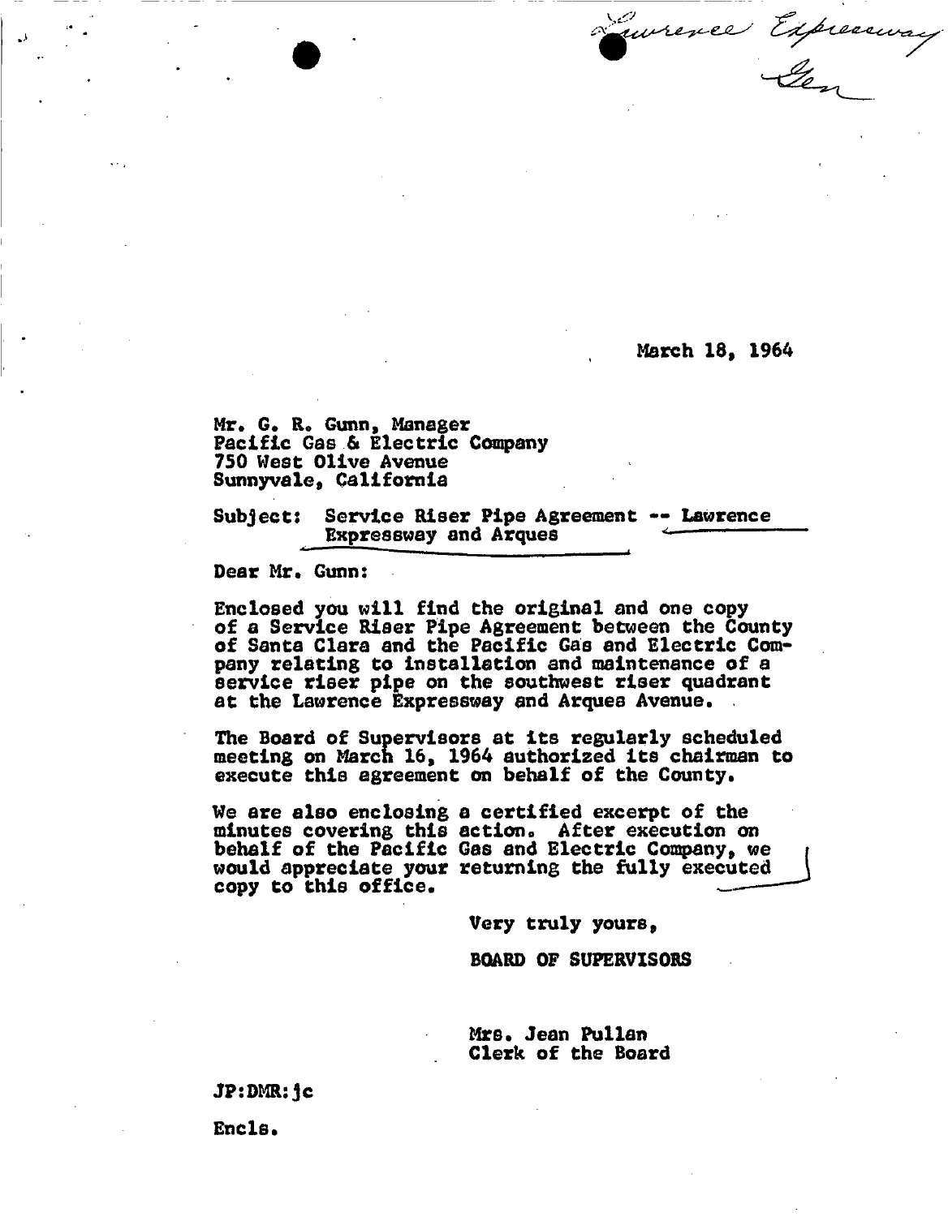Lawrence Expressway
Gen

March 18, 1964

Mr. G. R. Gunn, Manager
Pacific Gas & Electric Company
750 West Olive Avenue
Sunnyvale, California

Subject: Service Riser Pipe Agreement -- Lawrence Expressway and Arques

Dear Mr. Gunn:

Enclosed you will find the original and one copy of a Service Riser Pipe Agreement between the County of Santa Clara and the Pacific Gas and Electric Company relating to installation and maintenance of a service riser pipe on the southwest riser quadrant at the Lawrence Expressway and Arques Avenue.

The Board of Supervisors at its regularly scheduled meeting on March 16, 1964 authorized its chairman to execute this agreement on behalf of the County.

We are also enclosing a certified excerpt of the minutes covering this action. After execution on behalf of the Pacific Gas and Electric Company, we would appreciate your returning the fully executed copy to this office.

Very truly yours,

BOARD OF SUPERVISORS

Mrs. Jean Pullan
Clerk of the Board

JP:DMR:jc

Encls.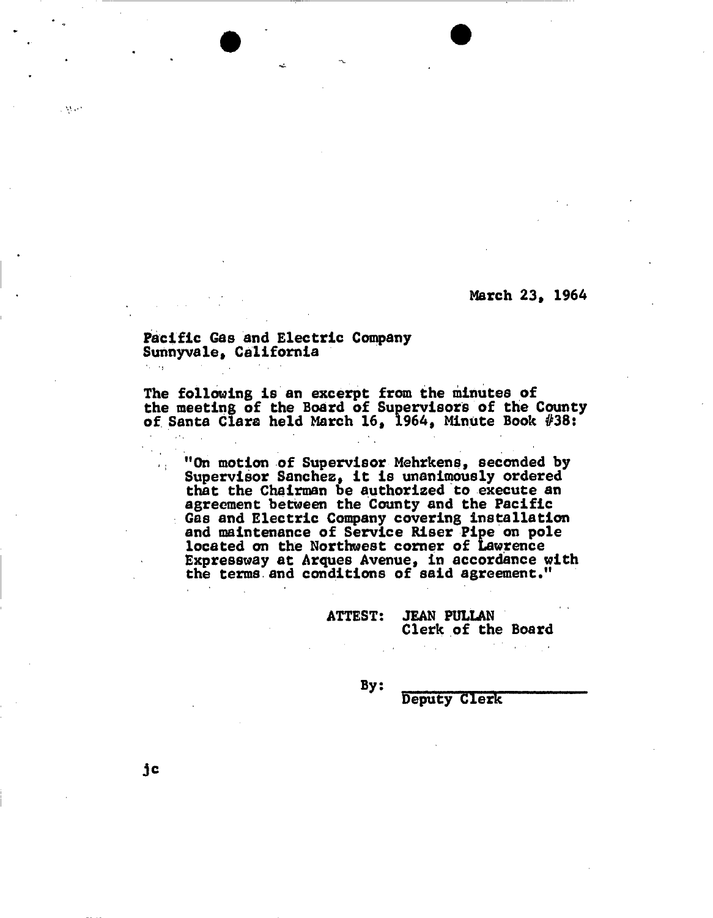March 23, 1964

Pacific Gas and Electric Company
Sunnyvale, California

The following is an excerpt from the minutes of the meeting of the Board of Supervisors of the County of Santa Clara held March 16, 1964, Minute Book #38:

> "On motion of Supervisor Mehrkens, seconded by Supervisor Sanchez, it is unanimously ordered that the Chairman be authorized to execute an agreement between the County and the Pacific Gas and Electric Company covering installation and maintenance of Service Riser Pipe on pole located on the Northwest corner of Lawrence Expressway at Arques Avenue, in accordance with the terms and conditions of said agreement."

ATTEST: JEAN PULLAN
Clerk of the Board

By: ____________________
Deputy Clerk

jc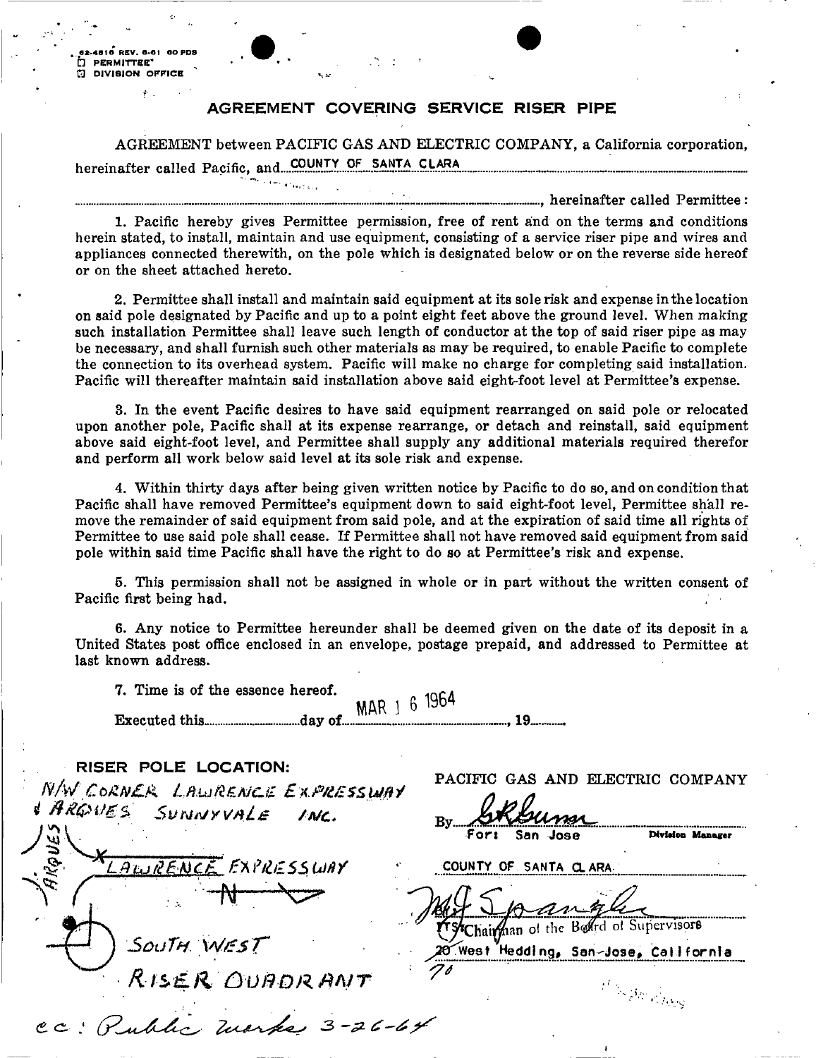62-4816 REV. 6-61 60 PDS
☐ PERMITTEE*
☐ DIVISION OFFICE

## AGREEMENT COVERING SERVICE RISER PIPE

AGREEMENT between PACIFIC GAS AND ELECTRIC COMPANY, a California corporation, hereinafter called Pacific, and COUNTY OF SANTA CLARA

..........................................................................................., hereinafter called Permittee:

1. Pacific hereby gives Permittee permission, free of rent and on the terms and conditions herein stated, to install, maintain and use equipment, consisting of a service riser pipe and wires and appliances connected therewith, on the pole which is designated below or on the reverse side hereof or on the sheet attached hereto.

2. Permittee shall install and maintain said equipment at its sole risk and expense in the location on said pole designated by Pacific and up to a point eight feet above the ground level. When making such installation Permittee shall leave such length of conductor at the top of said riser pipe as may be necessary, and shall furnish such other materials as may be required, to enable Pacific to complete the connection to its overhead system. Pacific will make no charge for completing said installation. Pacific will thereafter maintain said installation above said eight-foot level at Permittee's expense.

3. In the event Pacific desires to have said equipment rearranged on said pole or relocated upon another pole, Pacific shall at its expense rearrange, or detach and reinstall, said equipment above said eight-foot level, and Permittee shall supply any additional materials required therefor and perform all work below said level at its sole risk and expense.

4. Within thirty days after being given written notice by Pacific to do so, and on condition that Pacific shall have removed Permittee's equipment down to said eight-foot level, Permittee shall remove the remainder of said equipment from said pole, and at the expiration of said time all rights of Permittee to use said pole shall cease. If Permittee shall not have removed said equipment from said pole within said time Pacific shall have the right to do so at Permittee's risk and expense.

5. This permission shall not be assigned in whole or in part without the written consent of Pacific first being had.

6. Any notice to Permittee hereunder shall be deemed given on the date of its deposit in a United States post office enclosed in an envelope, postage prepaid, and addressed to Permittee at last known address.

7. Time is of the essence hereof.

Executed this..........day of MAR 16 1964, 19.......

**RISER POLE LOCATION:**

N/W CORNER LAWRENCE EXPRESSWAY & ARQUES SUNNYVALE INC.

ARQUES

LAWRENCE EXPRESSWAY

N

SOUTH WEST RISER QUADRANT

PACIFIC GAS AND ELECTRIC COMPANY

By [signature]
For: San Jose Division Manager

COUNTY OF SANTA CLARA

By [signature]
Its Chairman of the Board of Supervisors
20 West Hedding, San Jose, California
70

cc: Public Works 3-26-64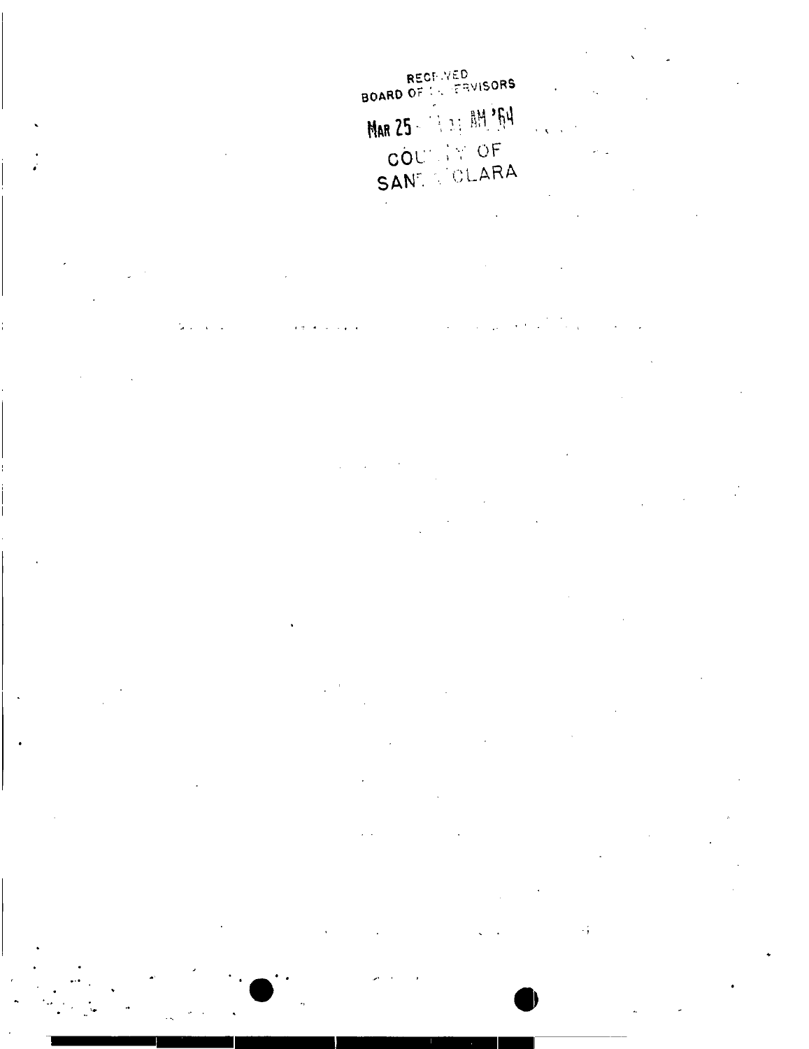RECEIVED
BOARD OF SUPERVISORS

MAR 25 11 AM '64

COUNTY OF
SANTA CLARA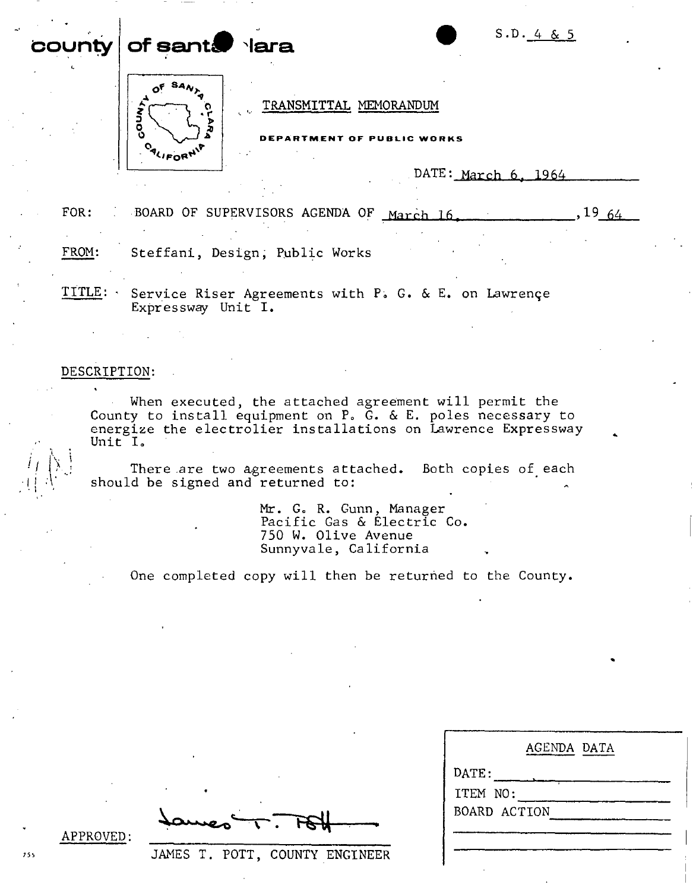county | of sant lara

S.D. 4 & 5

TRANSMITTAL MEMORANDUM

DEPARTMENT OF PUBLIC WORKS

DATE: March 6, 1964

FOR: BOARD OF SUPERVISORS AGENDA OF March 16, 1964

FROM: Steffani, Design, Public Works

TITLE: Service Riser Agreements with P. G. & E. on Lawrence Expressway Unit I.

DESCRIPTION:

When executed, the attached agreement will permit the County to install equipment on P. G. & E. poles necessary to energize the electrolier installations on Lawrence Expressway Unit I.

There are two agreements attached. Both copies of each should be signed and returned to:

Mr. G. R. Gunn, Manager
Pacific Gas & Electric Co.
750 W. Olive Avenue
Sunnyvale, California

One completed copy will then be returned to the County.

APPROVED: James T. Pott
JAMES T. POTT, COUNTY ENGINEER

AGENDA DATA

DATE:
ITEM NO:
BOARD ACTION